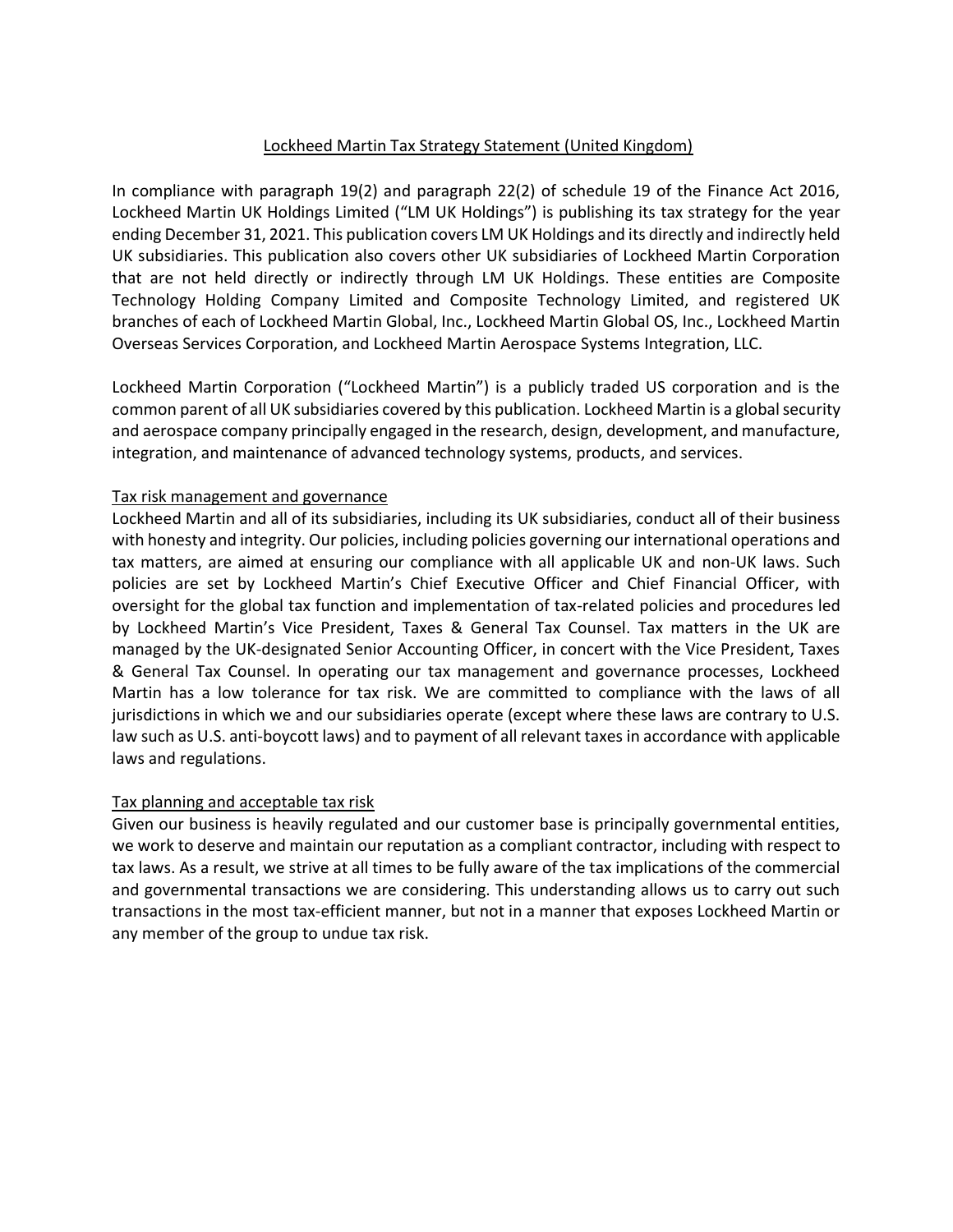# Lockheed Martin Tax Strategy Statement (United Kingdom)

In compliance with paragraph 19(2) and paragraph 22(2) of schedule 19 of the Finance Act 2016, Lockheed Martin UK Holdings Limited ("LM UK Holdings") is publishing its tax strategy for the year ending December 31, 2021. This publication covers LM UK Holdings and its directly and indirectly held UK subsidiaries. This publication also covers other UK subsidiaries of Lockheed Martin Corporation that are not held directly or indirectly through LM UK Holdings. These entities are Composite Technology Holding Company Limited and Composite Technology Limited, and registered UK branches of each of Lockheed Martin Global, Inc., Lockheed Martin Global OS, Inc., Lockheed Martin Overseas Services Corporation, and Lockheed Martin Aerospace Systems Integration, LLC.

Lockheed Martin Corporation ("Lockheed Martin") is a publicly traded US corporation and is the common parent of all UK subsidiaries covered by this publication. Lockheed Martin is a global security and aerospace company principally engaged in the research, design, development, and manufacture, integration, and maintenance of advanced technology systems, products, and services.

## Tax risk management and governance

Lockheed Martin and all of its subsidiaries, including its UK subsidiaries, conduct all of their business with honesty and integrity. Our policies, including policies governing our international operations and tax matters, are aimed at ensuring our compliance with all applicable UK and non-UK laws. Such policies are set by Lockheed Martin's Chief Executive Officer and Chief Financial Officer, with oversight for the global tax function and implementation of tax-related policies and procedures led by Lockheed Martin's Vice President, Taxes & General Tax Counsel. Tax matters in the UK are managed by the UK-designated Senior Accounting Officer, in concert with the Vice President, Taxes & General Tax Counsel. In operating our tax management and governance processes, Lockheed Martin has a low tolerance for tax risk. We are committed to compliance with the laws of all jurisdictions in which we and our subsidiaries operate (except where these laws are contrary to U.S. law such as U.S. anti-boycott laws) and to payment of all relevant taxes in accordance with applicable laws and regulations.

## Tax planning and acceptable tax risk

Given our business is heavily regulated and our customer base is principally governmental entities, we work to deserve and maintain our reputation as a compliant contractor, including with respect to tax laws. As a result, we strive at all times to be fully aware of the tax implications of the commercial and governmental transactions we are considering. This understanding allows us to carry out such transactions in the most tax-efficient manner, but not in a manner that exposes Lockheed Martin or any member of the group to undue tax risk.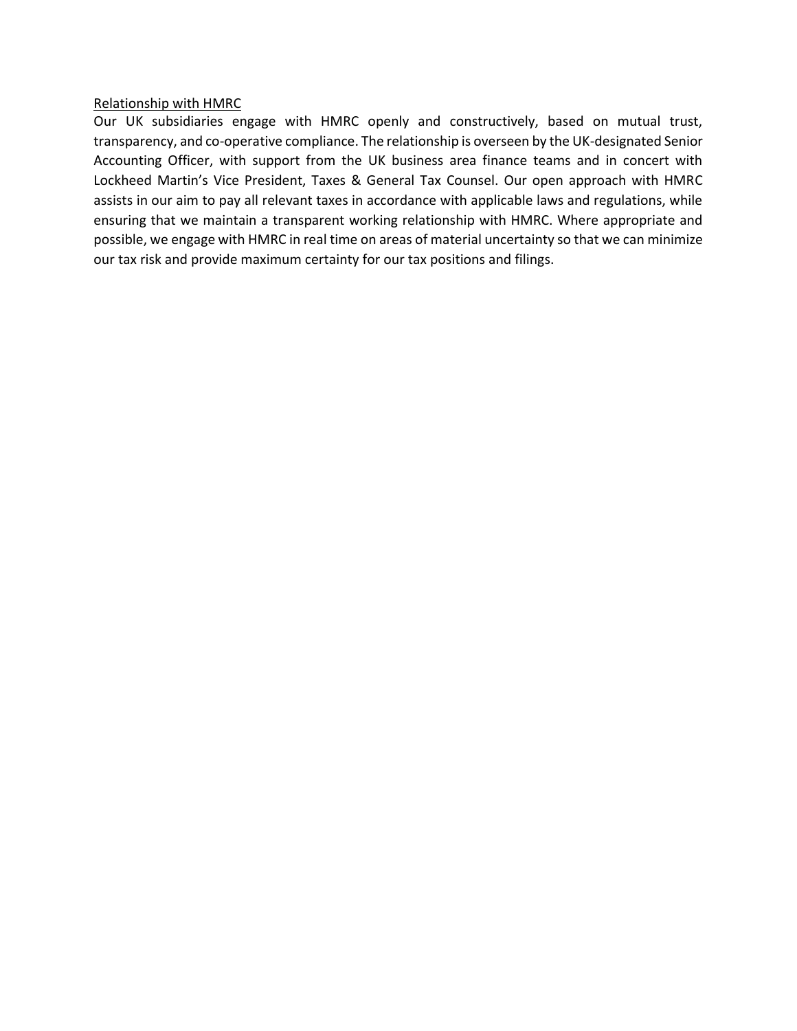## Relationship with HMRC

Our UK subsidiaries engage with HMRC openly and constructively, based on mutual trust, transparency, and co-operative compliance. The relationship is overseen by the UK-designated Senior Accounting Officer, with support from the UK business area finance teams and in concert with Lockheed Martin's Vice President, Taxes & General Tax Counsel. Our open approach with HMRC assists in our aim to pay all relevant taxes in accordance with applicable laws and regulations, while ensuring that we maintain a transparent working relationship with HMRC. Where appropriate and possible, we engage with HMRC in real time on areas of material uncertainty so that we can minimize our tax risk and provide maximum certainty for our tax positions and filings.